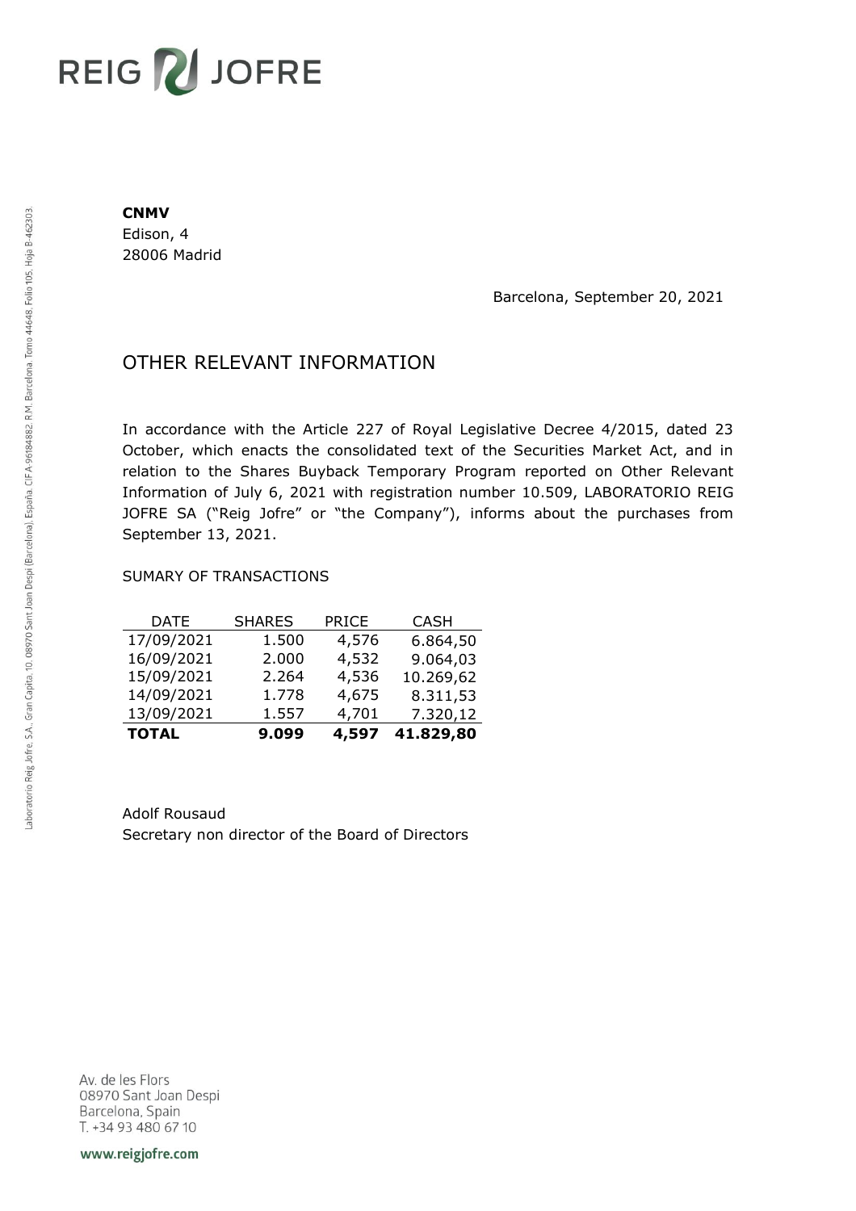**CNMV**
Edison, 4
28006 Madrid

Barcelona, September 20, 2021

# OTHER RELEVANT INFORMATION

In accordance with the Article 227 of Royal Legislative Decree 4/2015, dated 23 October, which enacts the consolidated text of the Securities Market Act, and in relation to the Shares Buyback Temporary Program reported on Other Relevant Information of July 6, 2021 with registration number 10.509, LABORATORIO REIG JOFRE SA ("Reig Jofre" or "the Company"), informs about the purchases from September 13, 2021.

SUMARY OF TRANSACTIONS

| DATE | SHARES | PRICE | CASH |
|---|---|---|---|
| 17/09/2021 | 1.500 | 4,576 | 6.864,50 |
| 16/09/2021 | 2.000 | 4,532 | 9.064,03 |
| 15/09/2021 | 2.264 | 4,536 | 10.269,62 |
| 14/09/2021 | 1.778 | 4,675 | 8.311,53 |
| 13/09/2021 | 1.557 | 4,701 | 7.320,12 |
| **TOTAL** | **9.099** | **4,597** | **41.829,80** |

Adolf Rousaud
Secretary non director of the Board of Directors

Av. de les Flors
08970 Sant Joan Despi
Barcelona, Spain
T. +34 93 480 67 10

www.reigjofre.com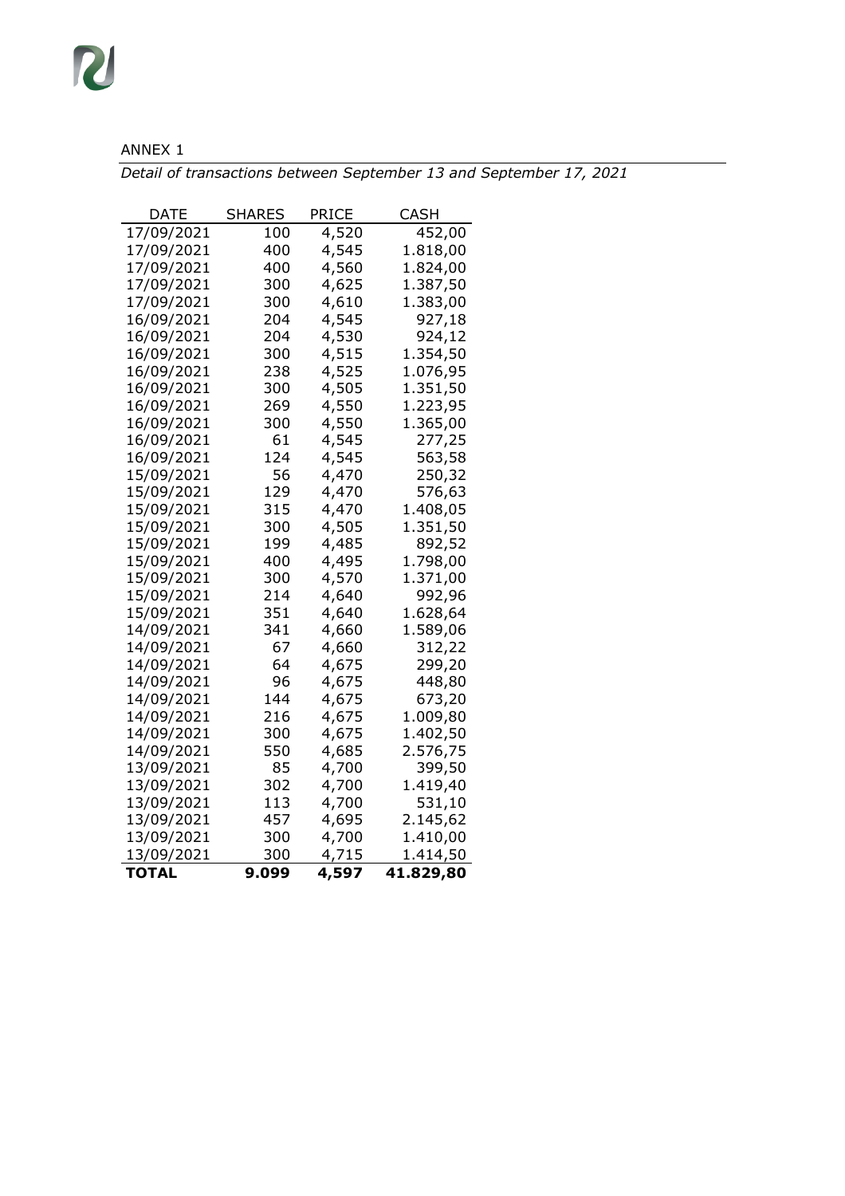ANNEX 1

*Detail of transactions between September 13 and September 17, 2021*

| DATE | SHARES | PRICE | CASH |
|---|---|---|---|
| 17/09/2021 | 100 | 4,520 | 452,00 |
| 17/09/2021 | 400 | 4,545 | 1.818,00 |
| 17/09/2021 | 400 | 4,560 | 1.824,00 |
| 17/09/2021 | 300 | 4,625 | 1.387,50 |
| 17/09/2021 | 300 | 4,610 | 1.383,00 |
| 16/09/2021 | 204 | 4,545 | 927,18 |
| 16/09/2021 | 204 | 4,530 | 924,12 |
| 16/09/2021 | 300 | 4,515 | 1.354,50 |
| 16/09/2021 | 238 | 4,525 | 1.076,95 |
| 16/09/2021 | 300 | 4,505 | 1.351,50 |
| 16/09/2021 | 269 | 4,550 | 1.223,95 |
| 16/09/2021 | 300 | 4,550 | 1.365,00 |
| 16/09/2021 | 61 | 4,545 | 277,25 |
| 16/09/2021 | 124 | 4,545 | 563,58 |
| 15/09/2021 | 56 | 4,470 | 250,32 |
| 15/09/2021 | 129 | 4,470 | 576,63 |
| 15/09/2021 | 315 | 4,470 | 1.408,05 |
| 15/09/2021 | 300 | 4,505 | 1.351,50 |
| 15/09/2021 | 199 | 4,485 | 892,52 |
| 15/09/2021 | 400 | 4,495 | 1.798,00 |
| 15/09/2021 | 300 | 4,570 | 1.371,00 |
| 15/09/2021 | 214 | 4,640 | 992,96 |
| 15/09/2021 | 351 | 4,640 | 1.628,64 |
| 14/09/2021 | 341 | 4,660 | 1.589,06 |
| 14/09/2021 | 67 | 4,660 | 312,22 |
| 14/09/2021 | 64 | 4,675 | 299,20 |
| 14/09/2021 | 96 | 4,675 | 448,80 |
| 14/09/2021 | 144 | 4,675 | 673,20 |
| 14/09/2021 | 216 | 4,675 | 1.009,80 |
| 14/09/2021 | 300 | 4,675 | 1.402,50 |
| 14/09/2021 | 550 | 4,685 | 2.576,75 |
| 13/09/2021 | 85 | 4,700 | 399,50 |
| 13/09/2021 | 302 | 4,700 | 1.419,40 |
| 13/09/2021 | 113 | 4,700 | 531,10 |
| 13/09/2021 | 457 | 4,695 | 2.145,62 |
| 13/09/2021 | 300 | 4,700 | 1.410,00 |
| 13/09/2021 | 300 | 4,715 | 1.414,50 |
| **TOTAL** | **9.099** | **4,597** | **41.829,80** |